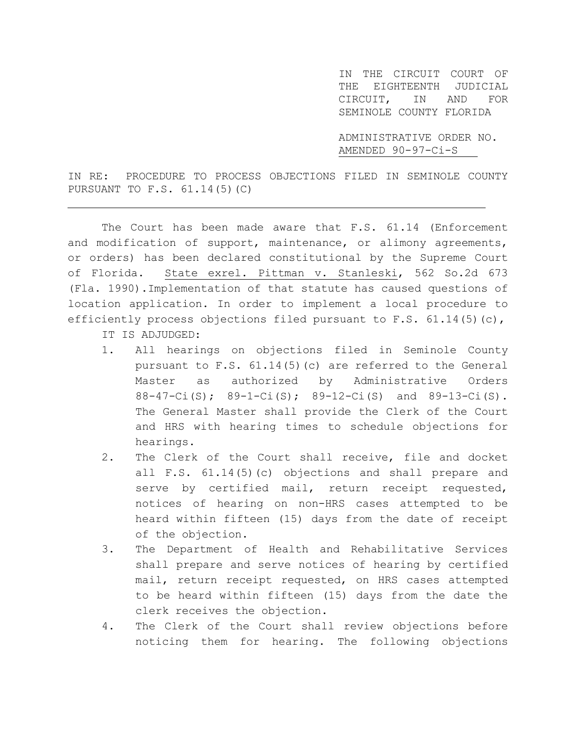IN THE CIRCUIT COURT OF THE EIGHTEENTH JUDICIAL CIRCUIT, IN AND FOR SEMINOLE COUNTY FLORIDA

ADMINISTRATIVE ORDER NO. AMENDED 90-97-Ci-S

IN RE: PROCEDURE TO PROCESS OBJECTIONS FILED IN SEMINOLE COUNTY PURSUANT TO F.S. 61.14(5)(C)

---

The Court has been made aware that F.S. 61.14 (Enforcement and modification of support, maintenance, or alimony agreements, or orders) has been declared constitutional by the Supreme Court of Florida. State exrel. Pittman v. Stanleski, 562 So.2d 673 (Fla. 1990).Implementation of that statute has caused questions of location application. In order to implement a local procedure to efficiently process objections filed pursuant to F.S. 61.14(5)(c),

IT IS ADJUDGED:

1. All hearings on objections filed in Seminole County pursuant to F.S. 61.14(5)(c) are referred to the General Master as authorized by Administrative Orders 88-47-Ci(S); 89-1-Ci(S); 89-12-Ci(S) and 89-13-Ci(S). The General Master shall provide the Clerk of the Court and HRS with hearing times to schedule objections for hearings.
2. The Clerk of the Court shall receive, file and docket all F.S. 61.14(5)(c) objections and shall prepare and serve by certified mail, return receipt requested, notices of hearing on non-HRS cases attempted to be heard within fifteen (15) days from the date of receipt of the objection.
3. The Department of Health and Rehabilitative Services shall prepare and serve notices of hearing by certified mail, return receipt requested, on HRS cases attempted to be heard within fifteen (15) days from the date the clerk receives the objection.
4. The Clerk of the Court shall review objections before noticing them for hearing. The following objections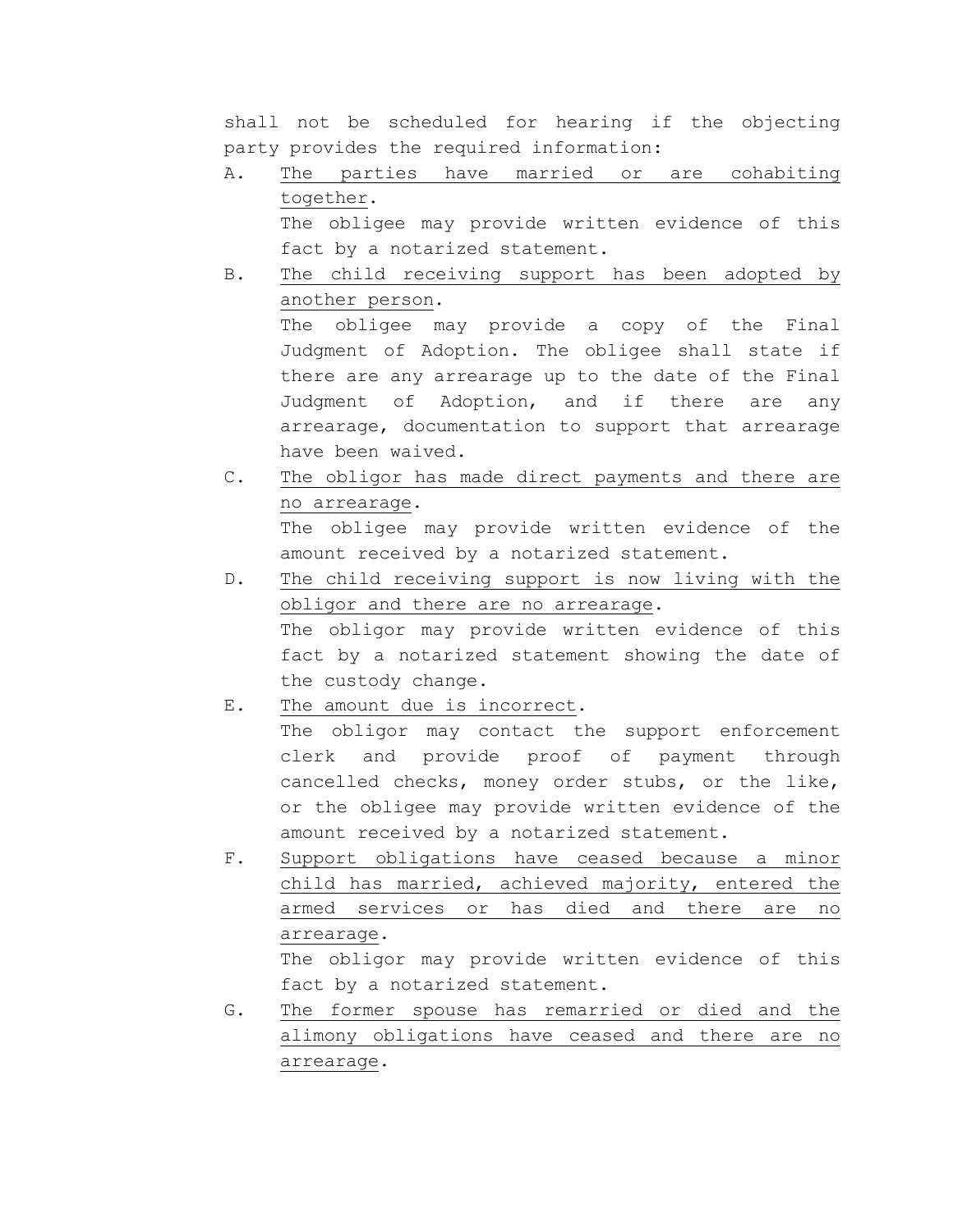shall not be scheduled for hearing if the objecting party provides the required information:

A. <u>The parties have married or are cohabiting together</u>.
   The obligee may provide written evidence of this fact by a notarized statement.

B. <u>The child receiving support has been adopted by another person</u>.
   The obligee may provide a copy of the Final Judgment of Adoption. The obligee shall state if there are any arrearage up to the date of the Final Judgment of Adoption, and if there are any arrearage, documentation to support that arrearage have been waived.

C. <u>The obligor has made direct payments and there are no arrearage</u>.
   The obligee may provide written evidence of the amount received by a notarized statement.

D. <u>The child receiving support is now living with the obligor and there are no arrearage</u>.
   The obligor may provide written evidence of this fact by a notarized statement showing the date of the custody change.

E. <u>The amount due is incorrect</u>.
   The obligor may contact the support enforcement clerk and provide proof of payment through cancelled checks, money order stubs, or the like, or the obligee may provide written evidence of the amount received by a notarized statement.

F. <u>Support obligations have ceased because a minor child has married, achieved majority, entered the armed services or has died and there are no arrearage</u>.
   The obligor may provide written evidence of this fact by a notarized statement.

G. <u>The former spouse has remarried or died and the alimony obligations have ceased and there are no arrearage</u>.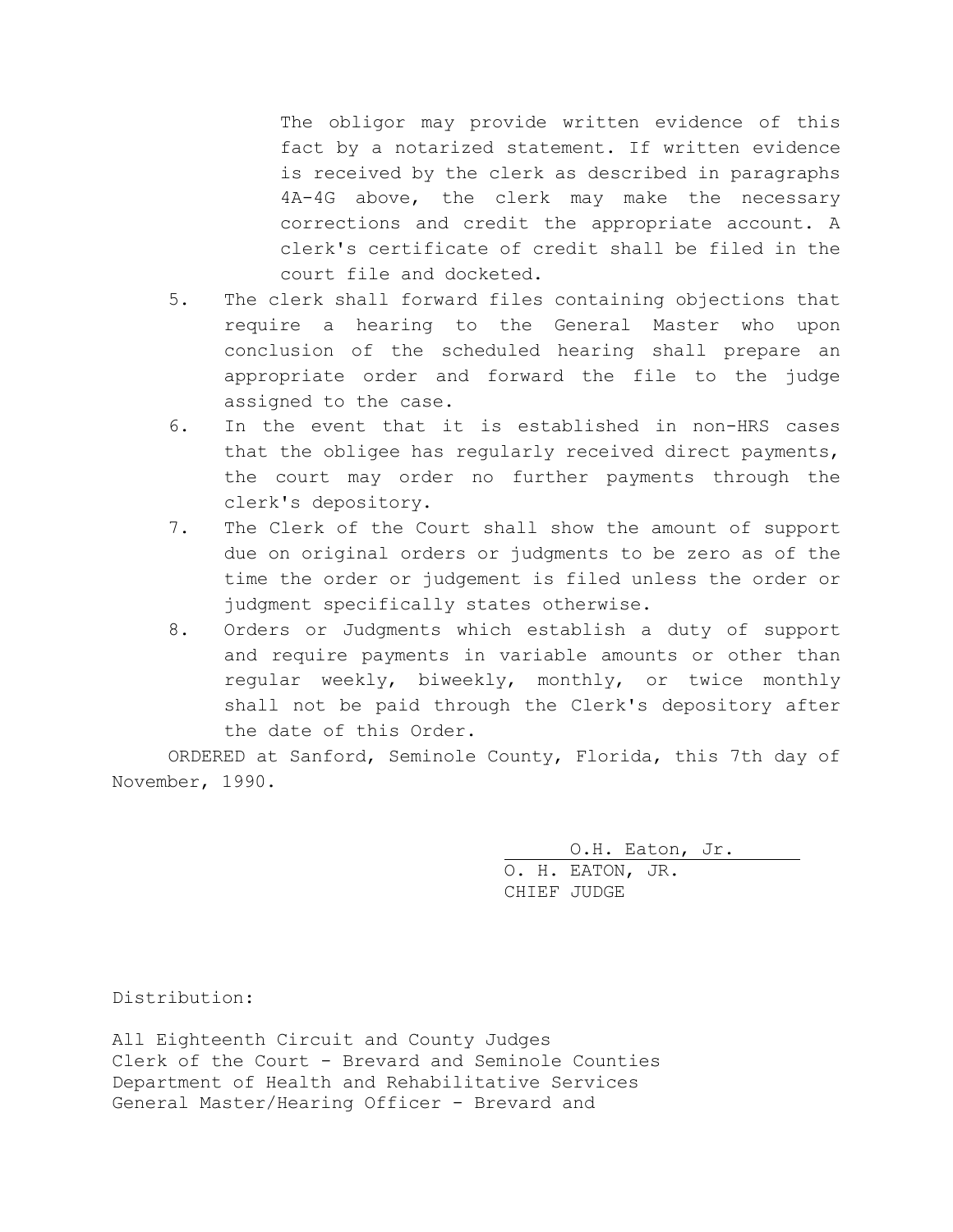The obligor may provide written evidence of this fact by a notarized statement. If written evidence is received by the clerk as described in paragraphs 4A-4G above, the clerk may make the necessary corrections and credit the appropriate account. A clerk's certificate of credit shall be filed in the court file and docketed.

5. The clerk shall forward files containing objections that require a hearing to the General Master who upon conclusion of the scheduled hearing shall prepare an appropriate order and forward the file to the judge assigned to the case.
6. In the event that it is established in non-HRS cases that the obligee has regularly received direct payments, the court may order no further payments through the clerk's depository.
7. The Clerk of the Court shall show the amount of support due on original orders or judgments to be zero as of the time the order or judgement is filed unless the order or judgment specifically states otherwise.
8. Orders or Judgments which establish a duty of support and require payments in variable amounts or other than regular weekly, biweekly, monthly, or twice monthly shall not be paid through the Clerk's depository after the date of this Order.

ORDERED at Sanford, Seminole County, Florida, this 7th day of November, 1990.

O.H. Eaton, Jr.
O. H. EATON, JR.
CHIEF JUDGE

Distribution:

All Eighteenth Circuit and County Judges
Clerk of the Court - Brevard and Seminole Counties
Department of Health and Rehabilitative Services
General Master/Hearing Officer - Brevard and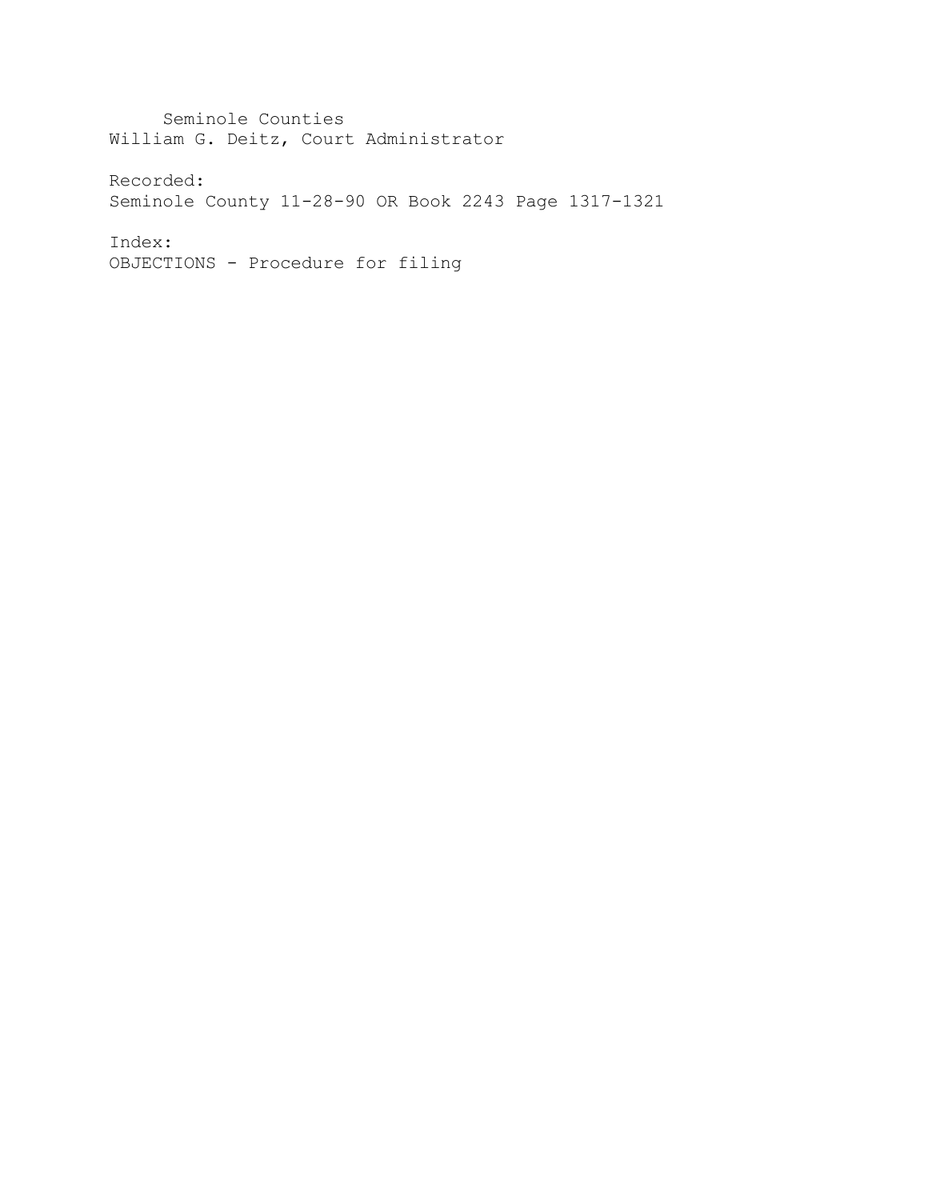Seminole Counties
William G. Deitz, Court Administrator

Recorded:
Seminole County 11-28-90 OR Book 2243 Page 1317-1321

Index:
OBJECTIONS - Procedure for filing